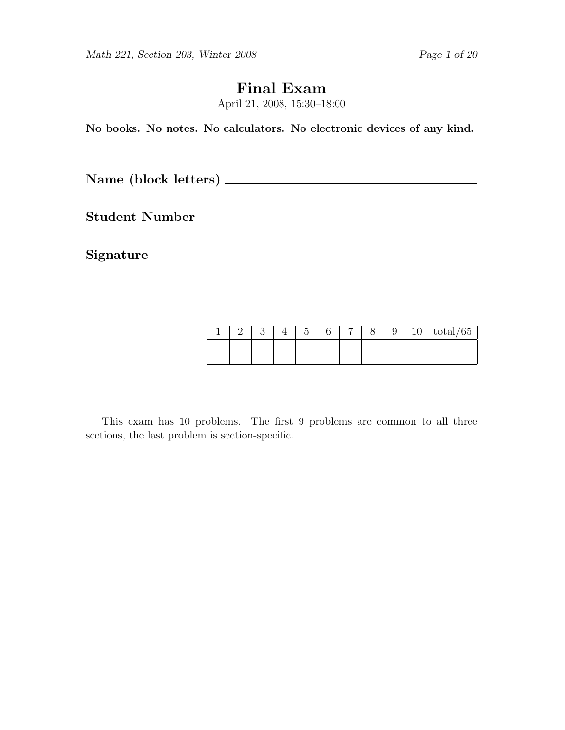# Final Exam

April 21, 2008, 15:30–18:00

**No books. No notes. No calculators. No electronic devices of any kind.**

**Name (block letters)** ______________________________

**Student Number** ______________________________

**Signature** ______________________________

| 1 | 2 | 3 | 4 | 5 | 6 | 7 | 8 | 9 | 10 | total/65 |
|---|---|---|---|---|---|---|---|---|---|---|
| | | | | | | | | | | |

This exam has 10 problems. The first 9 problems are common to all three sections, the last problem is section-specific.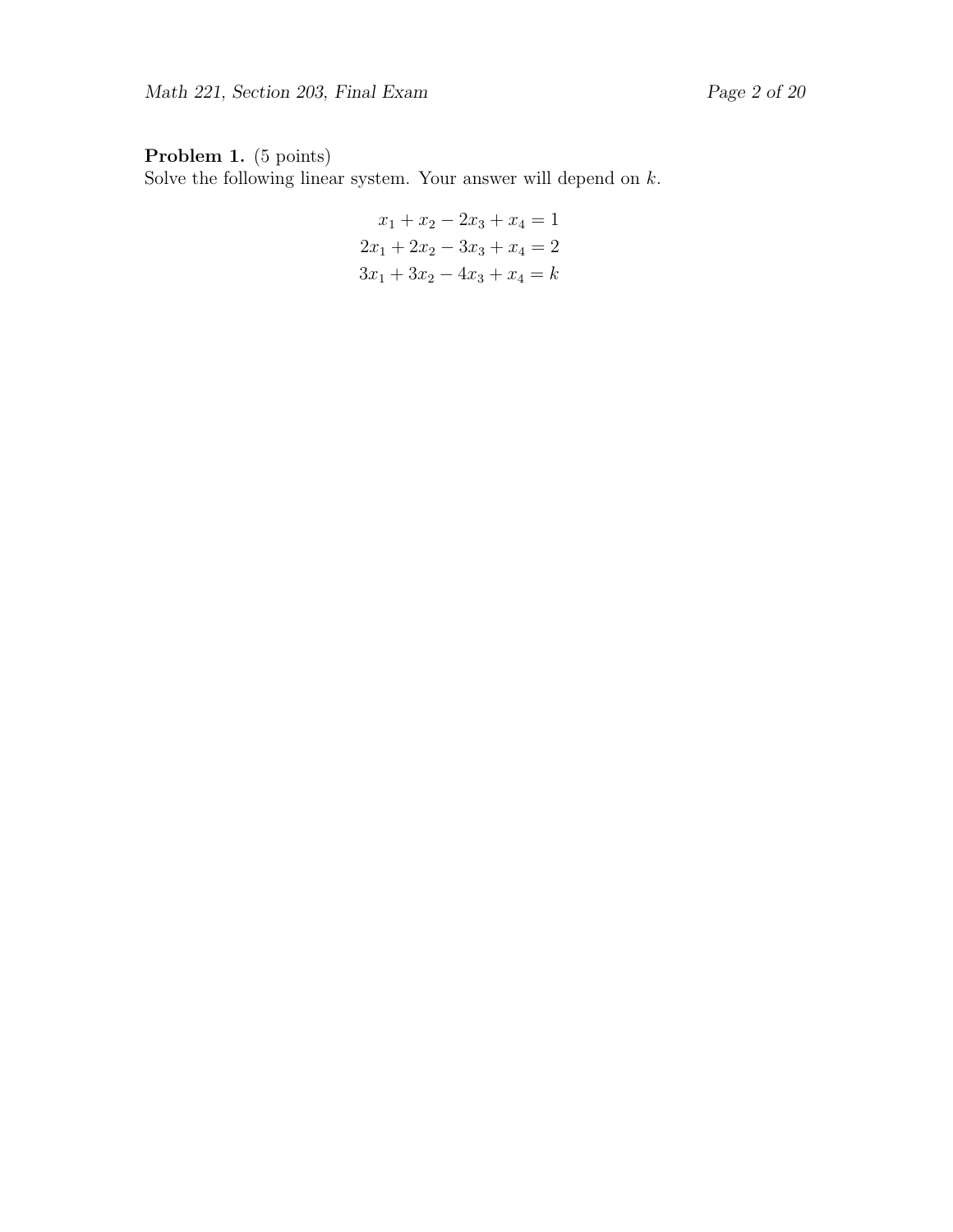**Problem 1.** (5 points)
Solve the following linear system. Your answer will depend on $k$.

$$
\begin{aligned}
x_1 + x_2 - 2x_3 + x_4 &= 1 \\
2x_1 + 2x_2 - 3x_3 + x_4 &= 2 \\
3x_1 + 3x_2 - 4x_3 + x_4 &= k
\end{aligned}
$$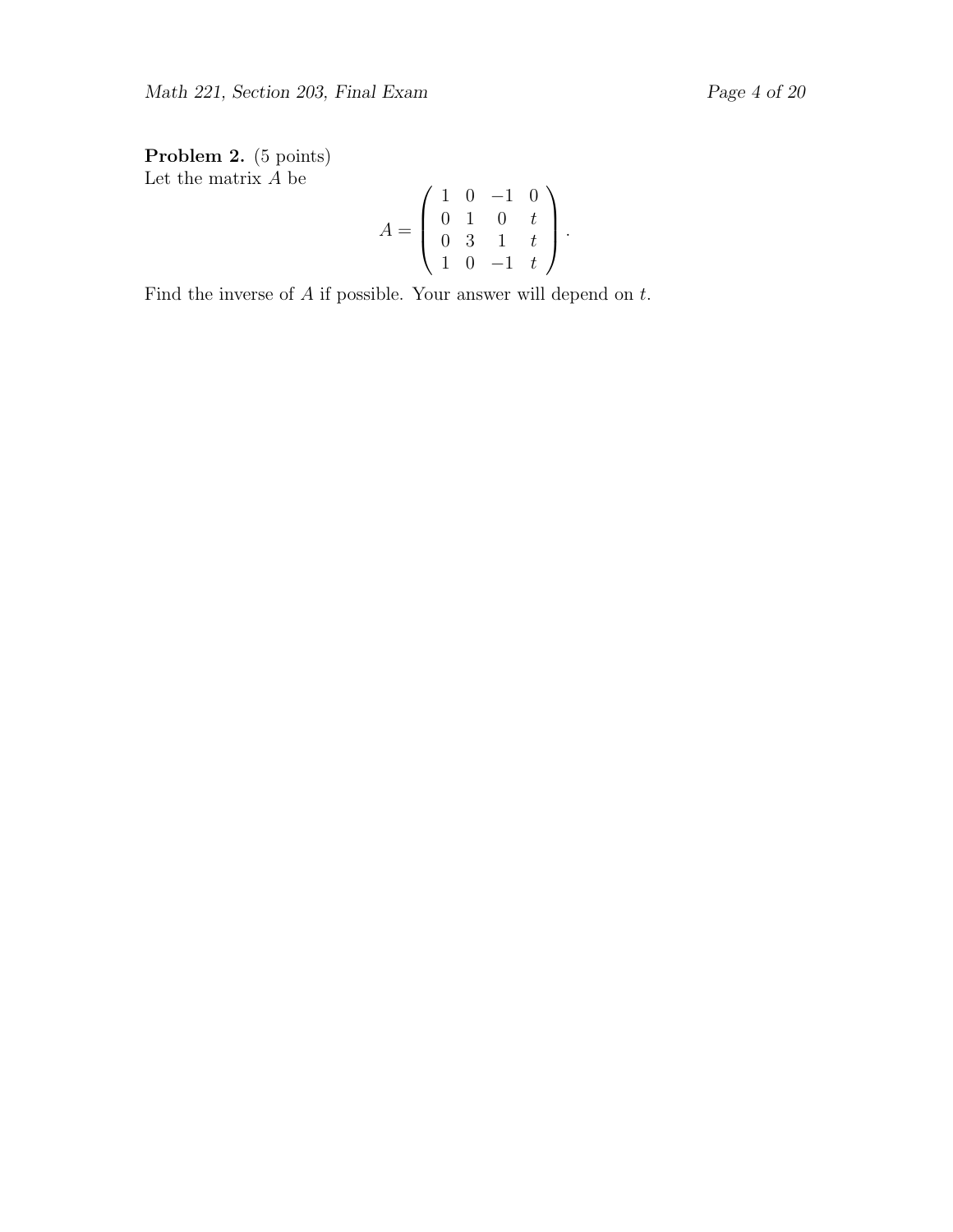**Problem 2.** (5 points)
Let the matrix $A$ be

$$A = \begin{pmatrix} 1 & 0 & -1 & 0 \\ 0 & 1 & 0 & t \\ 0 & 3 & 1 & t \\ 1 & 0 & -1 & t \end{pmatrix}.$$

Find the inverse of $A$ if possible. Your answer will depend on $t$.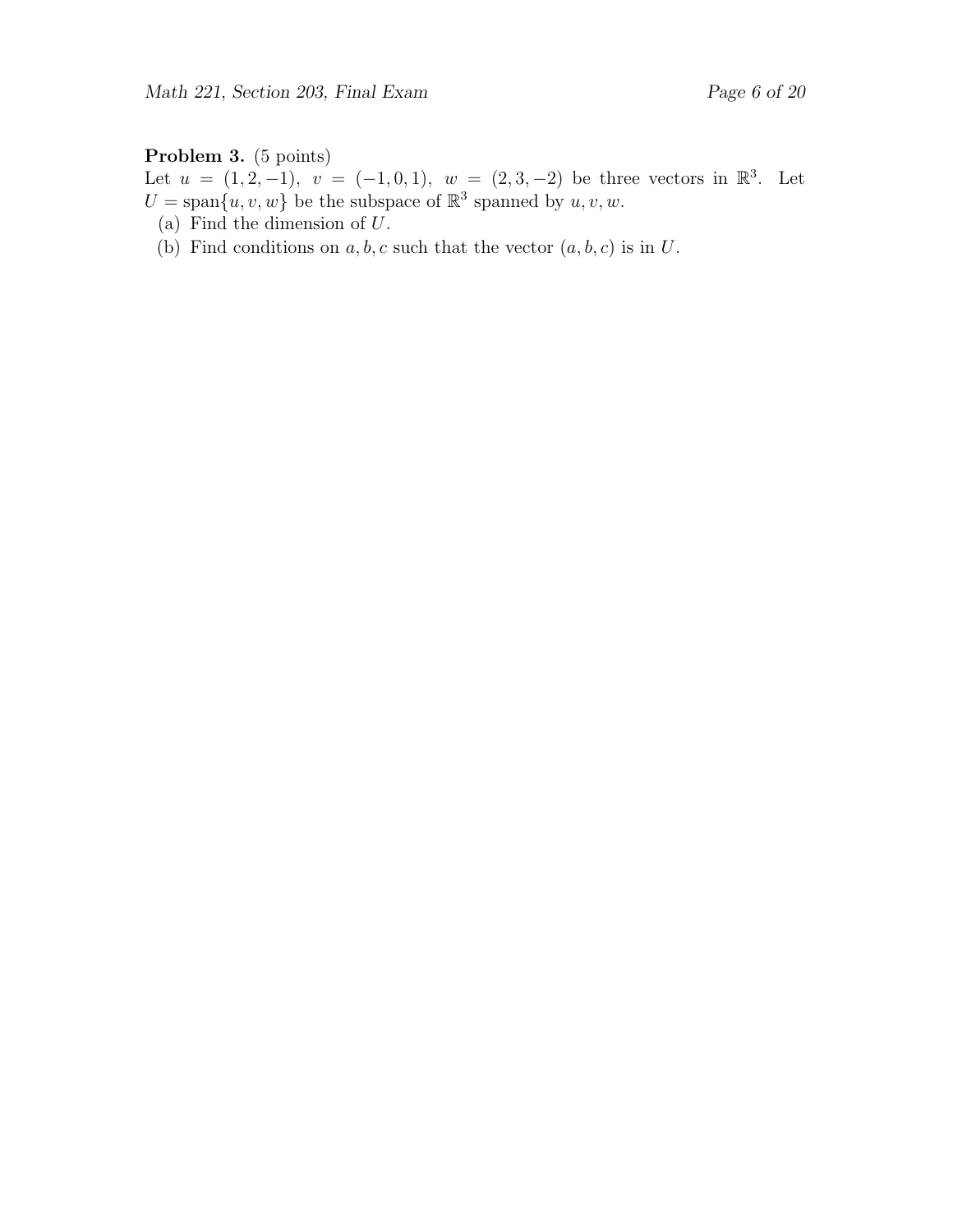**Problem 3.** (5 points)
Let $u = (1, 2, -1)$, $v = (-1, 0, 1)$, $w = (2, 3, -2)$ be three vectors in $\mathbb{R}^3$. Let $U = \text{span}\{u, v, w\}$ be the subspace of $\mathbb{R}^3$ spanned by $u, v, w$.

(a) Find the dimension of $U$.

(b) Find conditions on $a, b, c$ such that the vector $(a, b, c)$ is in $U$.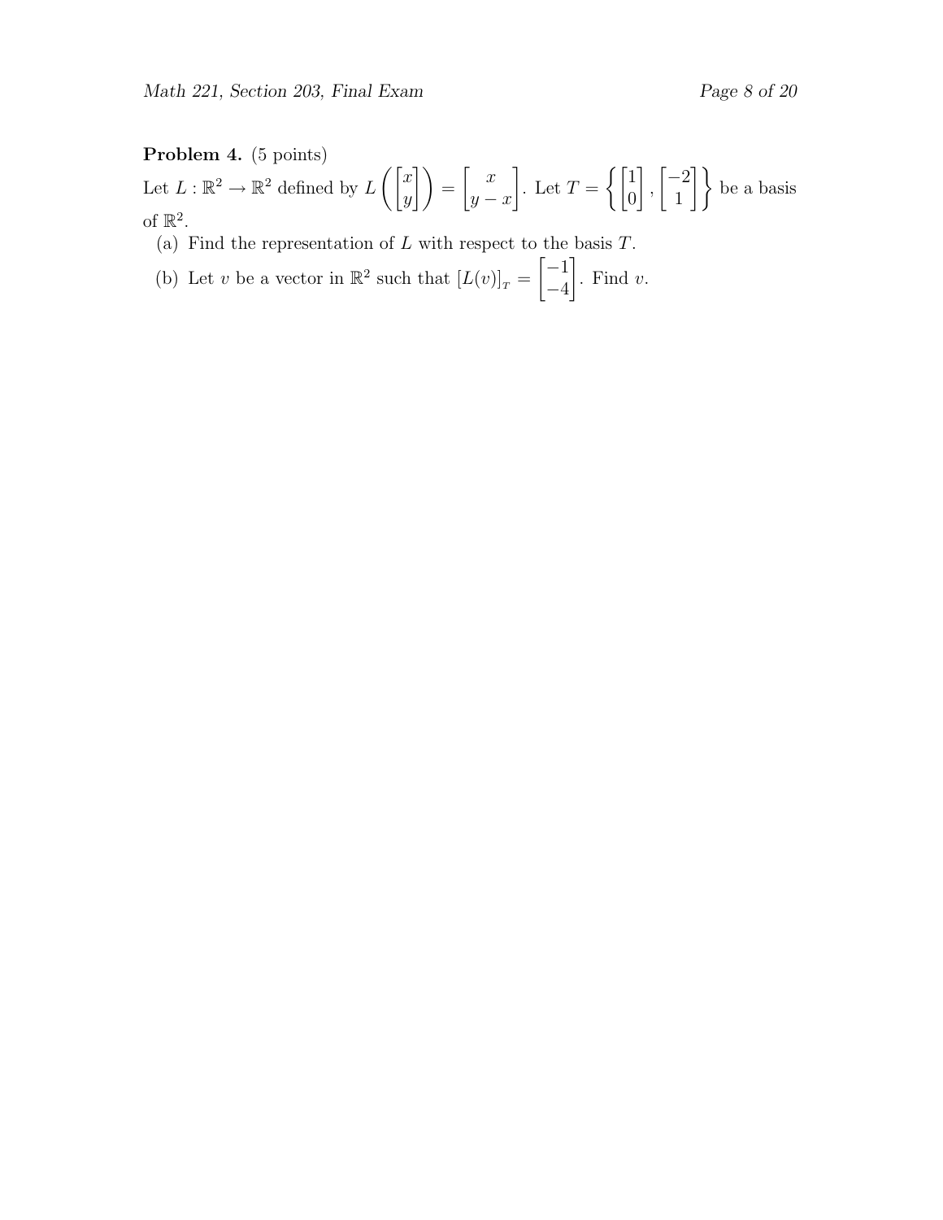**Problem 4.** (5 points)

Let $L : \mathbb{R}^2 \to \mathbb{R}^2$ defined by $L\left(\begin{bmatrix} x \\ y \end{bmatrix}\right) = \begin{bmatrix} x \\ y - x \end{bmatrix}$. Let $T = \left\{ \begin{bmatrix} 1 \\ 0 \end{bmatrix}, \begin{bmatrix} -2 \\ 1 \end{bmatrix} \right\}$ be a basis of $\mathbb{R}^2$.

(a) Find the representation of $L$ with respect to the basis $T$.

(b) Let $v$ be a vector in $\mathbb{R}^2$ such that $[L(v)]_T = \begin{bmatrix} -1 \\ -4 \end{bmatrix}$. Find $v$.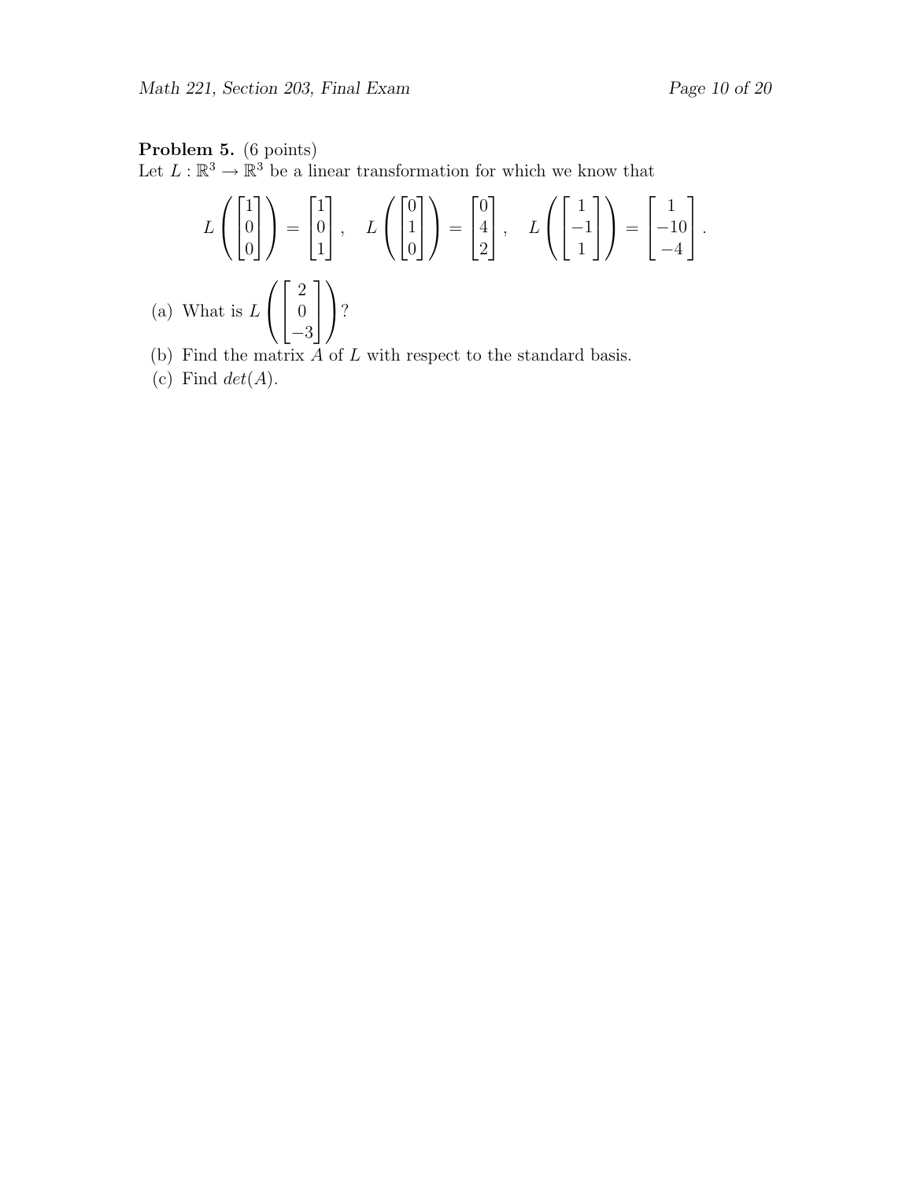**Problem 5.** (6 points)
Let $L : \mathbb{R}^3 \to \mathbb{R}^3$ be a linear transformation for which we know that

$$L\left(\begin{bmatrix}1\\0\\0\end{bmatrix}\right) = \begin{bmatrix}1\\0\\1\end{bmatrix}, \quad L\left(\begin{bmatrix}0\\1\\0\end{bmatrix}\right) = \begin{bmatrix}0\\4\\2\end{bmatrix}, \quad L\left(\begin{bmatrix}1\\-1\\1\end{bmatrix}\right) = \begin{bmatrix}1\\-10\\-4\end{bmatrix}.$$

(a) What is $L\left(\begin{bmatrix}2\\0\\-3\end{bmatrix}\right)$?

(b) Find the matrix $A$ of $L$ with respect to the standard basis.

(c) Find $det(A)$.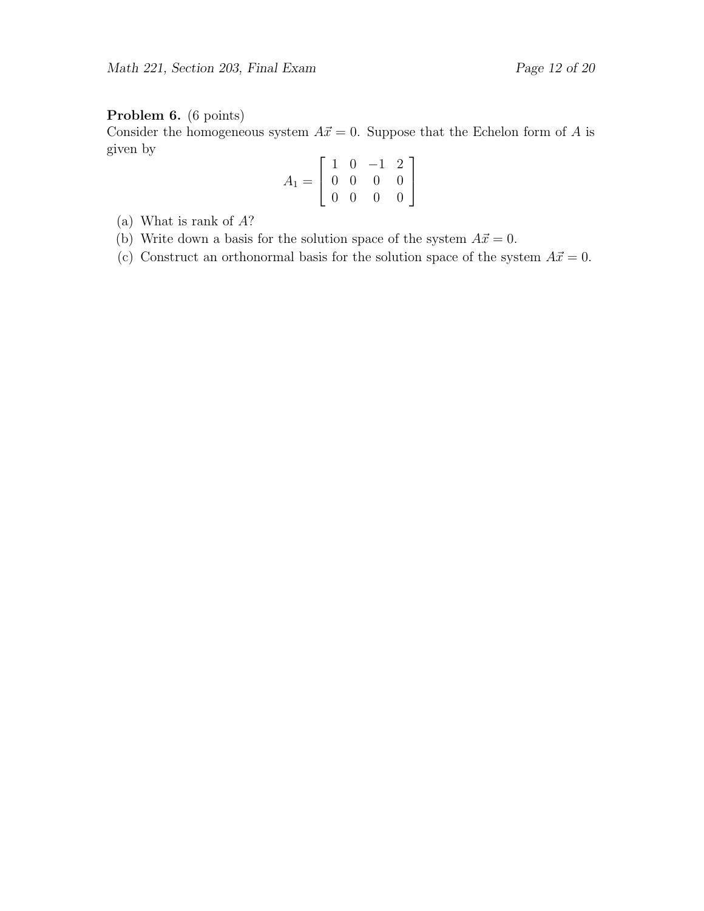**Problem 6.** (6 points)
Consider the homogeneous system $A\vec{x} = 0$. Suppose that the Echelon form of $A$ is given by

$$A_1 = \begin{bmatrix} 1 & 0 & -1 & 2 \\ 0 & 0 & 0 & 0 \\ 0 & 0 & 0 & 0 \end{bmatrix}$$

(a) What is rank of $A$?

(b) Write down a basis for the solution space of the system $A\vec{x} = 0$.

(c) Construct an orthonormal basis for the solution space of the system $A\vec{x} = 0$.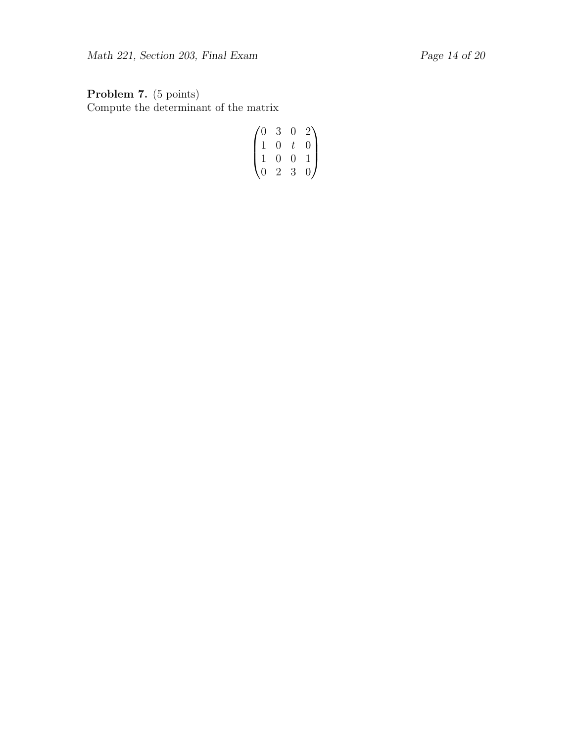**Problem 7.** (5 points)
Compute the determinant of the matrix

$$\begin{pmatrix} 0 & 3 & 0 & 2 \\ 1 & 0 & t & 0 \\ 1 & 0 & 0 & 1 \\ 0 & 2 & 3 & 0 \end{pmatrix}$$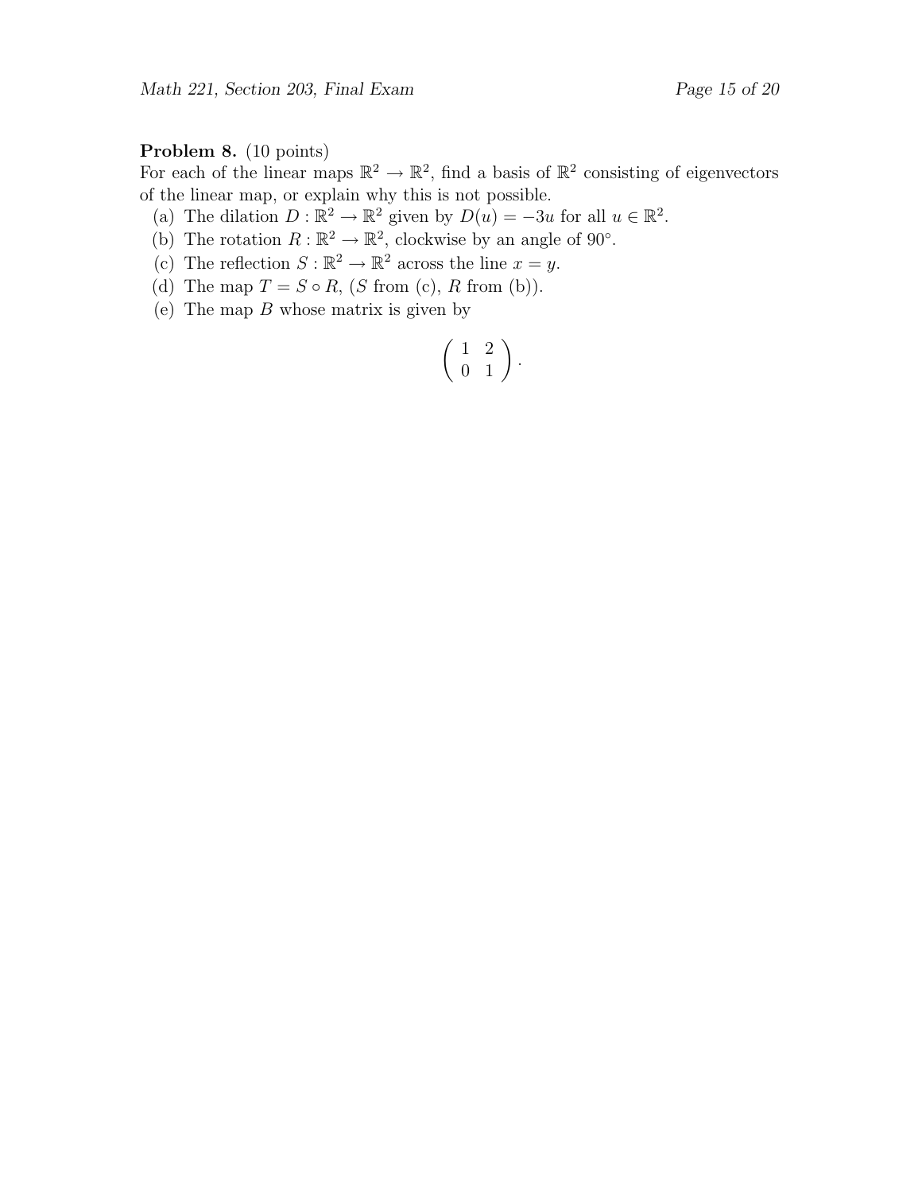**Problem 8.** (10 points)
For each of the linear maps $\mathbb{R}^2 \to \mathbb{R}^2$, find a basis of $\mathbb{R}^2$ consisting of eigenvectors of the linear map, or explain why this is not possible.

(a) The dilation $D : \mathbb{R}^2 \to \mathbb{R}^2$ given by $D(u) = -3u$ for all $u \in \mathbb{R}^2$.

(b) The rotation $R : \mathbb{R}^2 \to \mathbb{R}^2$, clockwise by an angle of $90^\circ$.

(c) The reflection $S : \mathbb{R}^2 \to \mathbb{R}^2$ across the line $x = y$.

(d) The map $T = S \circ R$, ($S$ from (c), $R$ from (b)).

(e) The map $B$ whose matrix is given by

$$\begin{pmatrix} 1 & 2 \\ 0 & 1 \end{pmatrix}.$$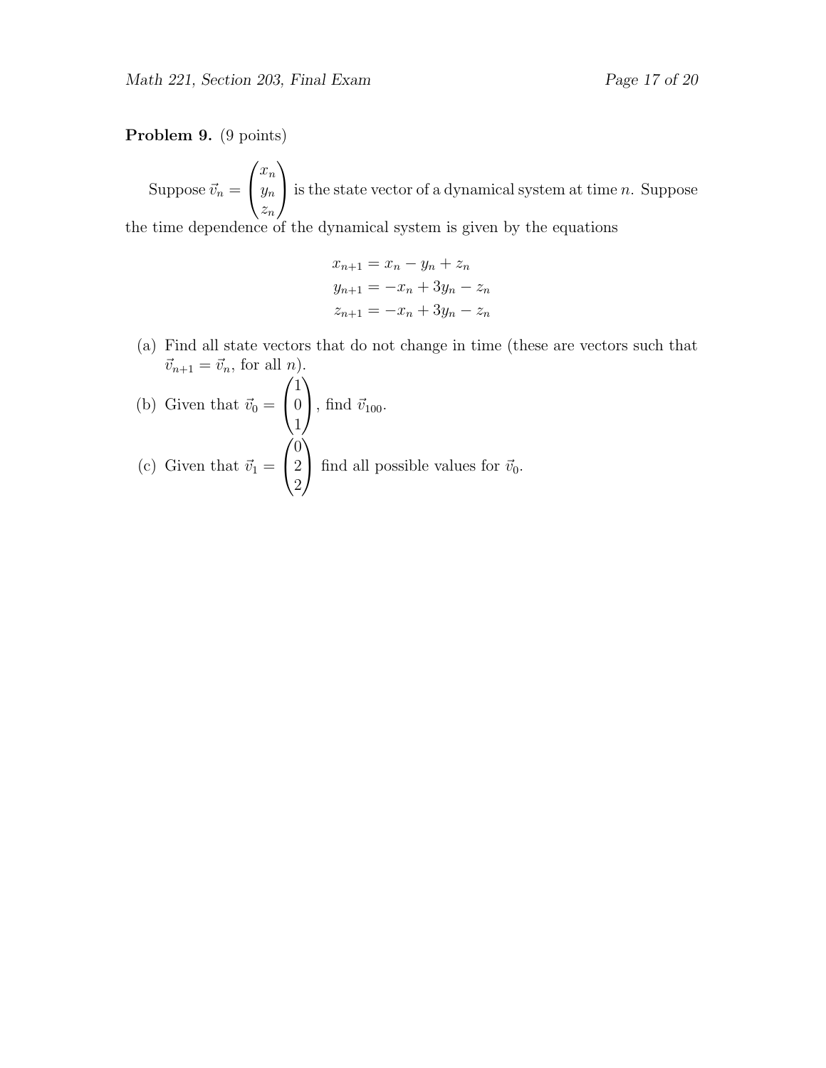**Problem 9.** (9 points)

Suppose $\vec{v}_n = \begin{pmatrix} x_n \\ y_n \\ z_n \end{pmatrix}$ is the state vector of a dynamical system at time $n$. Suppose the time dependence of the dynamical system is given by the equations

$$
\begin{aligned}
x_{n+1} &= x_n - y_n + z_n \\
y_{n+1} &= -x_n + 3y_n - z_n \\
z_{n+1} &= -x_n + 3y_n - z_n
\end{aligned}
$$

(a) Find all state vectors that do not change in time (these are vectors such that $\vec{v}_{n+1} = \vec{v}_n$, for all $n$).

(b) Given that $\vec{v}_0 = \begin{pmatrix} 1 \\ 0 \\ 1 \end{pmatrix}$, find $\vec{v}_{100}$.

(c) Given that $\vec{v}_1 = \begin{pmatrix} 0 \\ 2 \\ 2 \end{pmatrix}$ find all possible values for $\vec{v}_0$.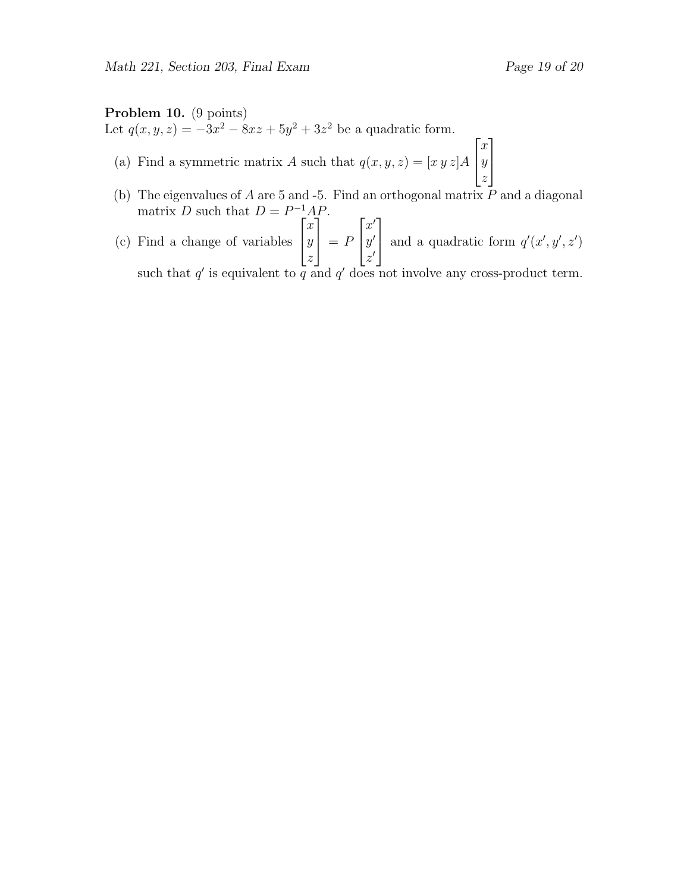**Problem 10.** (9 points)
Let $q(x, y, z) = -3x^2 - 8xz + 5y^2 + 3z^2$ be a quadratic form.

(a) Find a symmetric matrix $A$ such that $q(x, y, z) = [x\, y\, z]A \begin{bmatrix} x \\ y \\ z \end{bmatrix}$

(b) The eigenvalues of $A$ are 5 and -5. Find an orthogonal matrix $P$ and a diagonal matrix $D$ such that $D = P^{-1}AP$.

(c) Find a change of variables $\begin{bmatrix} x \\ y \\ z \end{bmatrix} = P \begin{bmatrix} x' \\ y' \\ z' \end{bmatrix}$ and a quadratic form $q'(x', y', z')$ such that $q'$ is equivalent to $q$ and $q'$ does not involve any cross-product term.